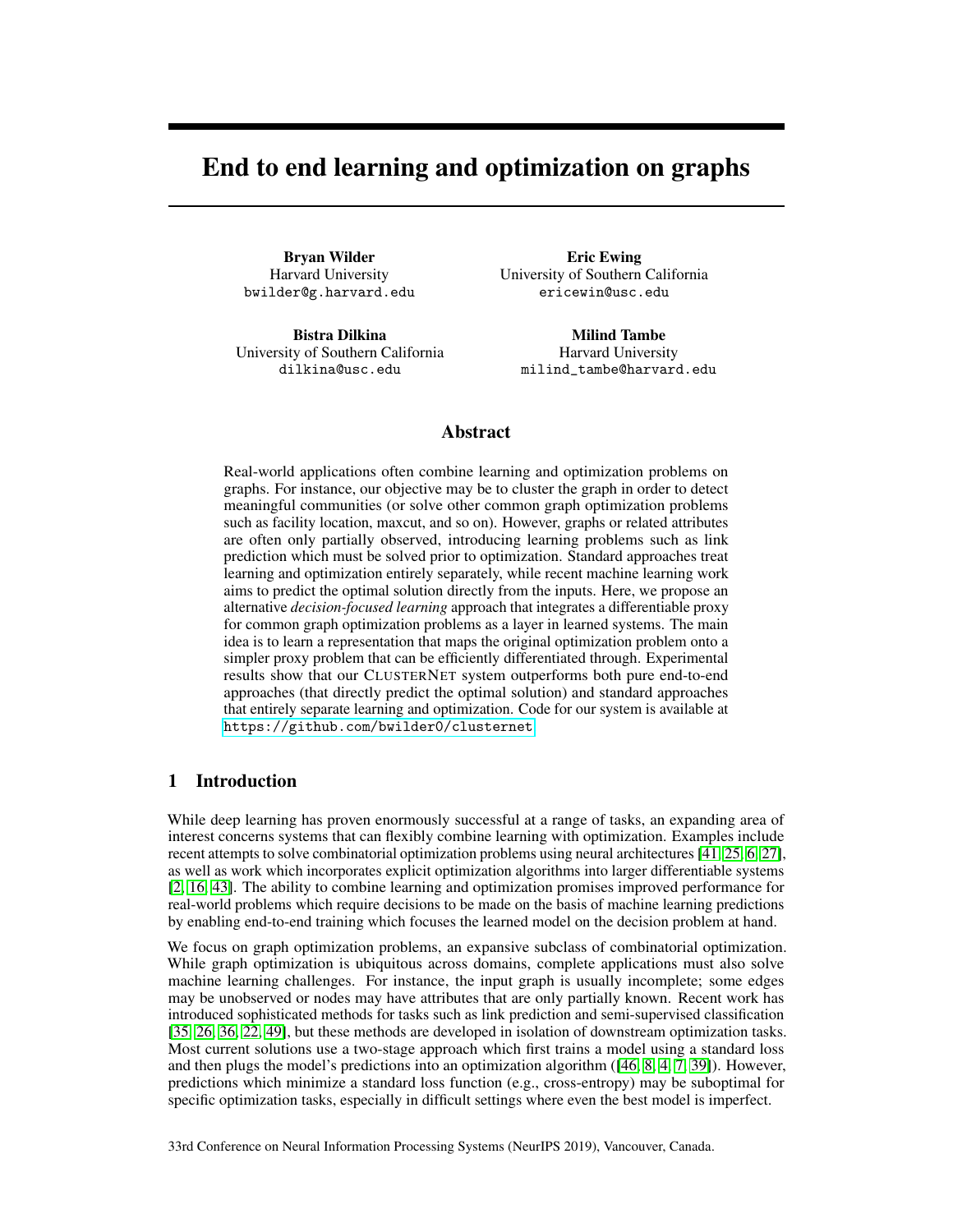# End to end learning and optimization on graphs

**Bryan Wilder**
Harvard University
bwilder@g.harvard.edu

**Eric Ewing**
University of Southern California
ericewin@usc.edu

**Bistra Dilkina**
University of Southern California
dilkina@usc.edu

**Milind Tambe**
Harvard University
milind_tambe@harvard.edu

## Abstract

Real-world applications often combine learning and optimization problems on graphs. For instance, our objective may be to cluster the graph in order to detect meaningful communities (or solve other common graph optimization problems such as facility location, maxcut, and so on). However, graphs or related attributes are often only partially observed, introducing learning problems such as link prediction which must be solved prior to optimization. Standard approaches treat learning and optimization entirely separately, while recent machine learning work aims to predict the optimal solution directly from the inputs. Here, we propose an alternative *decision-focused learning* approach that integrates a differentiable proxy for common graph optimization problems as a layer in learned systems. The main idea is to learn a representation that maps the original optimization problem onto a simpler proxy problem that can be efficiently differentiated through. Experimental results show that our ClusterNet system outperforms both pure end-to-end approaches (that directly predict the optimal solution) and standard approaches that entirely separate learning and optimization. Code for our system is available at https://github.com/bwilder0/clusternet.

## 1 Introduction

While deep learning has proven enormously successful at a range of tasks, an expanding area of interest concerns systems that can flexibly combine learning with optimization. Examples include recent attempts to solve combinatorial optimization problems using neural architectures [41, 25, 6, 27], as well as work which incorporates explicit optimization algorithms into larger differentiable systems [2, 16, 43]. The ability to combine learning and optimization promises improved performance for real-world problems which require decisions to be made on the basis of machine learning predictions by enabling end-to-end training which focuses the learned model on the decision problem at hand.

We focus on graph optimization problems, an expansive subclass of combinatorial optimization. While graph optimization is ubiquitous across domains, complete applications must also solve machine learning challenges. For instance, the input graph is usually incomplete; some edges may be unobserved or nodes may have attributes that are only partially known. Recent work has introduced sophisticated methods for tasks such as link prediction and semi-supervised classification [35, 26, 36, 22, 49], but these methods are developed in isolation of downstream optimization tasks. Most current solutions use a two-stage approach which first trains a model using a standard loss and then plugs the model's predictions into an optimization algorithm ([46, 8, 4, 7, 39]). However, predictions which minimize a standard loss function (e.g., cross-entropy) may be suboptimal for specific optimization tasks, especially in difficult settings where even the best model is imperfect.

33rd Conference on Neural Information Processing Systems (NeurIPS 2019), Vancouver, Canada.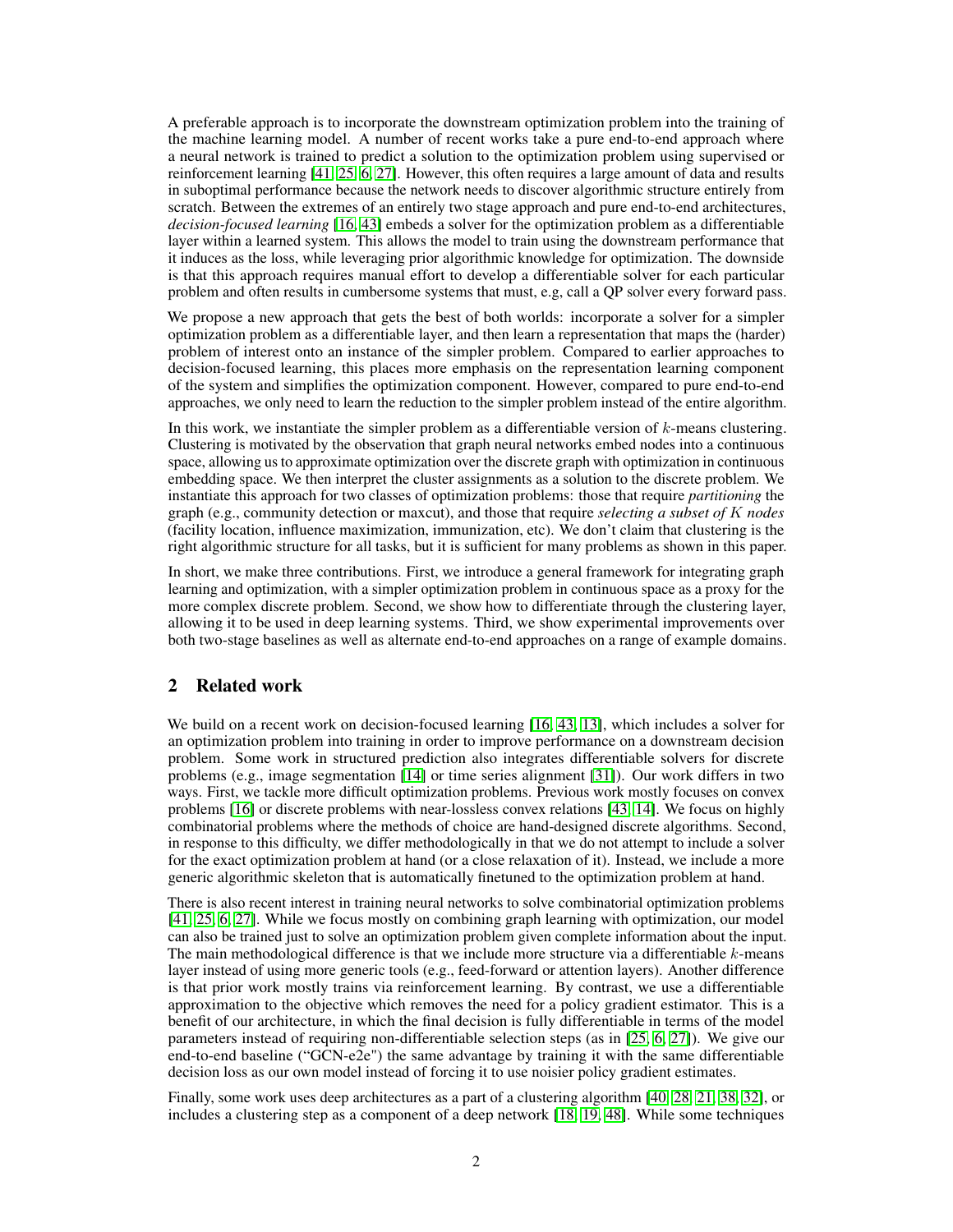A preferable approach is to incorporate the downstream optimization problem into the training of the machine learning model. A number of recent works take a pure end-to-end approach where a neural network is trained to predict a solution to the optimization problem using supervised or reinforcement learning [41, 25, 6, 27]. However, this often requires a large amount of data and results in suboptimal performance because the network needs to discover algorithmic structure entirely from scratch. Between the extremes of an entirely two stage approach and pure end-to-end architectures, *decision-focused learning* [16, 43] embeds a solver for the optimization problem as a differentiable layer within a learned system. This allows the model to train using the downstream performance that it induces as the loss, while leveraging prior algorithmic knowledge for optimization. The downside is that this approach requires manual effort to develop a differentiable solver for each particular problem and often results in cumbersome systems that must, e.g, call a QP solver every forward pass.

We propose a new approach that gets the best of both worlds: incorporate a solver for a simpler optimization problem as a differentiable layer, and then learn a representation that maps the (harder) problem of interest onto an instance of the simpler problem. Compared to earlier approaches to decision-focused learning, this places more emphasis on the representation learning component of the system and simplifies the optimization component. However, compared to pure end-to-end approaches, we only need to learn the reduction to the simpler problem instead of the entire algorithm.

In this work, we instantiate the simpler problem as a differentiable version of $k$-means clustering. Clustering is motivated by the observation that graph neural networks embed nodes into a continuous space, allowing us to approximate optimization over the discrete graph with optimization in continuous embedding space. We then interpret the cluster assignments as a solution to the discrete problem. We instantiate this approach for two classes of optimization problems: those that require *partitioning* the graph (e.g., community detection or maxcut), and those that require *selecting a subset of $K$ nodes* (facility location, influence maximization, immunization, etc). We don't claim that clustering is the right algorithmic structure for all tasks, but it is sufficient for many problems as shown in this paper.

In short, we make three contributions. First, we introduce a general framework for integrating graph learning and optimization, with a simpler optimization problem in continuous space as a proxy for the more complex discrete problem. Second, we show how to differentiate through the clustering layer, allowing it to be used in deep learning systems. Third, we show experimental improvements over both two-stage baselines as well as alternate end-to-end approaches on a range of example domains.

## 2 Related work

We build on a recent work on decision-focused learning [16, 43, 13], which includes a solver for an optimization problem into training in order to improve performance on a downstream decision problem. Some work in structured prediction also integrates differentiable solvers for discrete problems (e.g., image segmentation [14] or time series alignment [31]). Our work differs in two ways. First, we tackle more difficult optimization problems. Previous work mostly focuses on convex problems [16] or discrete problems with near-lossless convex relations [43, 14]. We focus on highly combinatorial problems where the methods of choice are hand-designed discrete algorithms. Second, in response to this difficulty, we differ methodologically in that we do not attempt to include a solver for the exact optimization problem at hand (or a close relaxation of it). Instead, we include a more generic algorithmic skeleton that is automatically finetuned to the optimization problem at hand.

There is also recent interest in training neural networks to solve combinatorial optimization problems [41, 25, 6, 27]. While we focus mostly on combining graph learning with optimization, our model can also be trained just to solve an optimization problem given complete information about the input. The main methodological difference is that we include more structure via a differentiable $k$-means layer instead of using more generic tools (e.g., feed-forward or attention layers). Another difference is that prior work mostly trains via reinforcement learning. By contrast, we use a differentiable approximation to the objective which removes the need for a policy gradient estimator. This is a benefit of our architecture, in which the final decision is fully differentiable in terms of the model parameters instead of requiring non-differentiable selection steps (as in [25, 6, 27]). We give our end-to-end baseline ("GCN-e2e") the same advantage by training it with the same differentiable decision loss as our own model instead of forcing it to use noisier policy gradient estimates.

Finally, some work uses deep architectures as a part of a clustering algorithm [40, 28, 21, 38, 32], or includes a clustering step as a component of a deep network [18, 19, 48]. While some techniques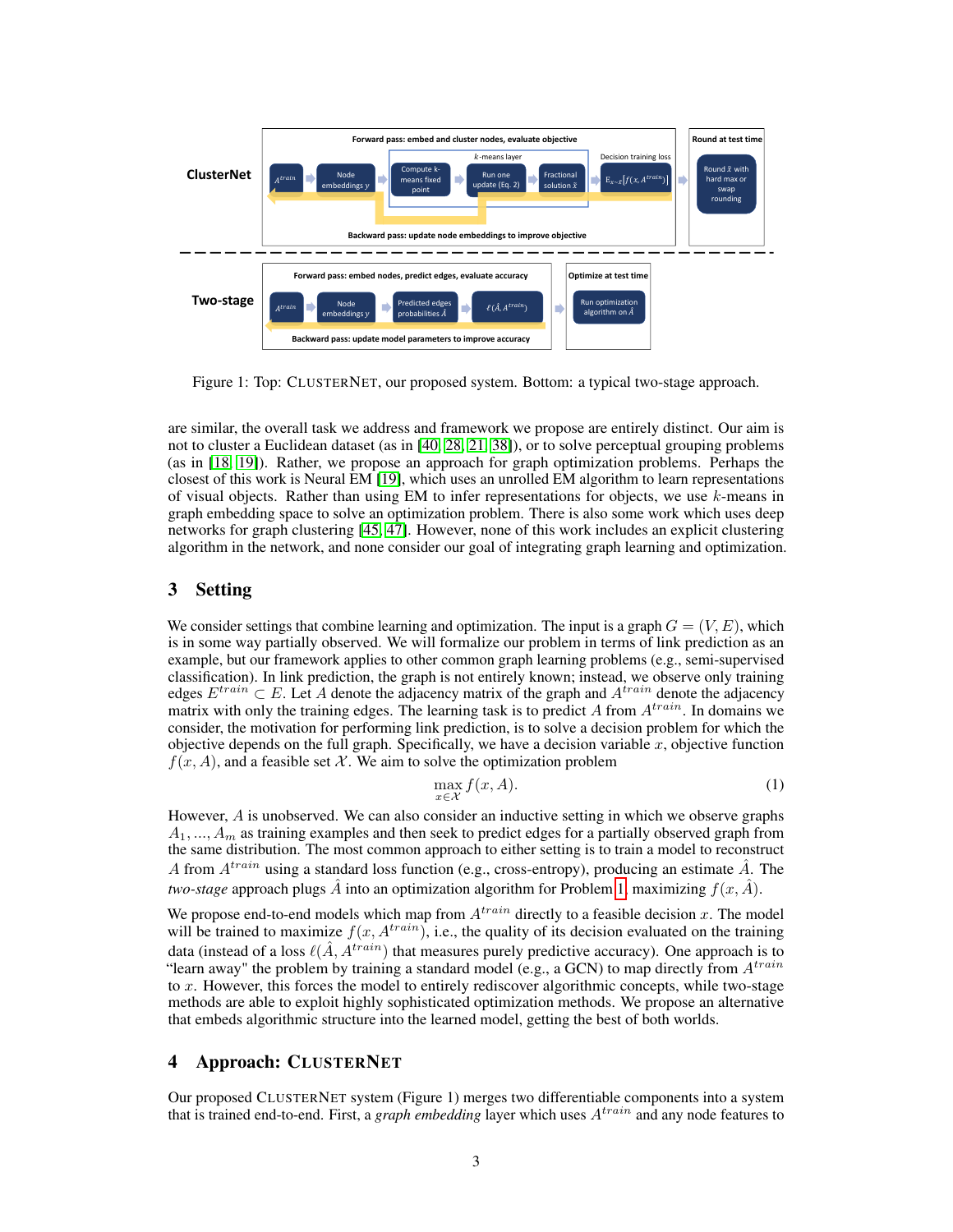Figure 1: Top: ClusterNet, our proposed system. Bottom: a typical two-stage approach.

are similar, the overall task we address and framework we propose are entirely distinct. Our aim is not to cluster a Euclidean dataset (as in [40, 28, 21, 38]), or to solve perceptual grouping problems (as in [18, 19]). Rather, we propose an approach for graph optimization problems. Perhaps the closest of this work is Neural EM [19], which uses an unrolled EM algorithm to learn representations of visual objects. Rather than using EM to infer representations for objects, we use $k$-means in graph embedding space to solve an optimization problem. There is also some work which uses deep networks for graph clustering [45, 47]. However, none of this work includes an explicit clustering algorithm in the network, and none consider our goal of integrating graph learning and optimization.

## 3 Setting

We consider settings that combine learning and optimization. The input is a graph $G = (V, E)$, which is in some way partially observed. We will formalize our problem in terms of link prediction as an example, but our framework applies to other common graph learning problems (e.g., semi-supervised classification). In link prediction, the graph is not entirely known; instead, we observe only training edges $E^{train} \subset E$. Let $A$ denote the adjacency matrix of the graph and $A^{train}$ denote the adjacency matrix with only the training edges. The learning task is to predict $A$ from $A^{train}$. In domains we consider, the motivation for performing link prediction, is to solve a decision problem for which the objective depends on the full graph. Specifically, we have a decision variable $x$, objective function $f(x, A)$, and a feasible set $\mathcal{X}$. We aim to solve the optimization problem

$$\max_{x \in \mathcal{X}} f(x, A). \tag{1}$$

However, $A$ is unobserved. We can also consider an inductive setting in which we observe graphs $A_1, ..., A_m$ as training examples and then seek to predict edges for a partially observed graph from the same distribution. The most common approach to either setting is to train a model to reconstruct $A$ from $A^{train}$ using a standard loss function (e.g., cross-entropy), producing an estimate $\hat{A}$. The *two-stage* approach plugs $\hat{A}$ into an optimization algorithm for Problem 1, maximizing $f(x, \hat{A})$.

We propose end-to-end models which map from $A^{train}$ directly to a feasible decision $x$. The model will be trained to maximize $f(x, A^{train})$, i.e., the quality of its decision evaluated on the training data (instead of a loss $\ell(\hat{A}, A^{train})$ that measures purely predictive accuracy). One approach is to "learn away" the problem by training a standard model (e.g., a GCN) to map directly from $A^{train}$ to $x$. However, this forces the model to entirely rediscover algorithmic concepts, while two-stage methods are able to exploit highly sophisticated optimization methods. We propose an alternative that embeds algorithmic structure into the learned model, getting the best of both worlds.

## 4 Approach: ClusterNet

Our proposed ClusterNet system (Figure 1) merges two differentiable components into a system that is trained end-to-end. First, a *graph embedding* layer which uses $A^{train}$ and any node features to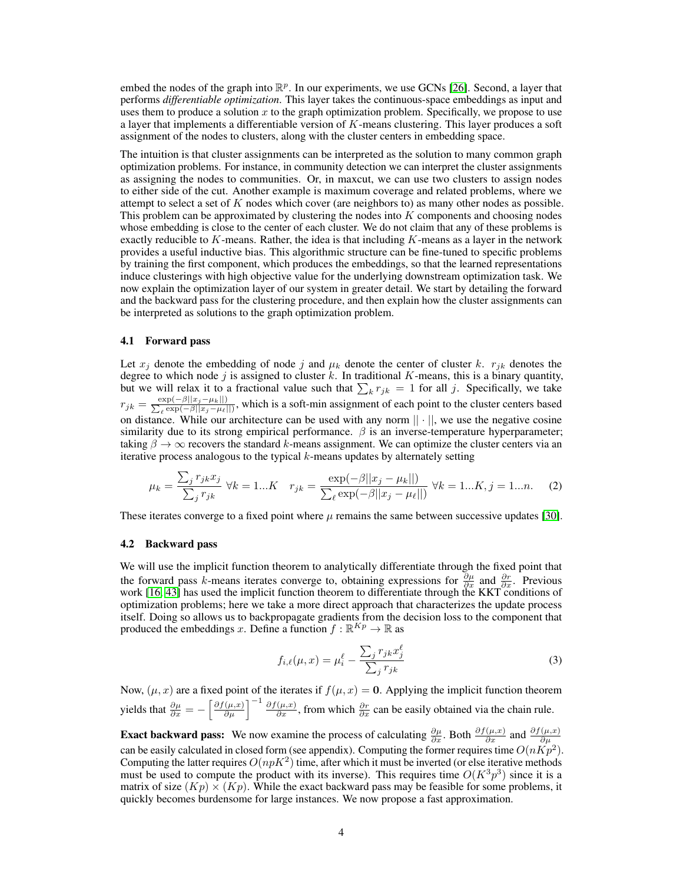embed the nodes of the graph into $\mathbb{R}^p$. In our experiments, we use GCNs [26]. Second, a layer that performs *differentiable optimization*. This layer takes the continuous-space embeddings as input and uses them to produce a solution $x$ to the graph optimization problem. Specifically, we propose to use a layer that implements a differentiable version of $K$-means clustering. This layer produces a soft assignment of the nodes to clusters, along with the cluster centers in embedding space.

The intuition is that cluster assignments can be interpreted as the solution to many common graph optimization problems. For instance, in community detection we can interpret the cluster assignments as assigning the nodes to communities. Or, in maxcut, we can use two clusters to assign nodes to either side of the cut. Another example is maximum coverage and related problems, where we attempt to select a set of $K$ nodes which cover (are neighbors to) as many other nodes as possible. This problem can be approximated by clustering the nodes into $K$ components and choosing nodes whose embedding is close to the center of each cluster. We do not claim that any of these problems is exactly reducible to $K$-means. Rather, the idea is that including $K$-means as a layer in the network provides a useful inductive bias. This algorithmic structure can be fine-tuned to specific problems by training the first component, which produces the embeddings, so that the learned representations induce clusterings with high objective value for the underlying downstream optimization task. We now explain the optimization layer of our system in greater detail. We start by detailing the forward and the backward pass for the clustering procedure, and then explain how the cluster assignments can be interpreted as solutions to the graph optimization problem.

### 4.1 Forward pass

Let $x_j$ denote the embedding of node $j$ and $\mu_k$ denote the center of cluster $k$. $r_{jk}$ denotes the degree to which node $j$ is assigned to cluster $k$. In traditional $K$-means, this is a binary quantity, but we will relax it to a fractional value such that $\sum_k r_{jk} = 1$ for all $j$. Specifically, we take $r_{jk} = \frac{\exp(-\beta||x_j - \mu_k||)}{\sum_\ell \exp(-\beta||x_j - \mu_\ell||)}$, which is a soft-min assignment of each point to the cluster centers based on distance. While our architecture can be used with any norm $||\cdot||$, we use the negative cosine similarity due to its strong empirical performance. $\beta$ is an inverse-temperature hyperparameter; taking $\beta \to \infty$ recovers the standard $k$-means assignment. We can optimize the cluster centers via an iterative process analogous to the typical $k$-means updates by alternately setting

$$\mu_k = \frac{\sum_j r_{jk} x_j}{\sum_j r_{jk}} \;\; \forall k = 1...K \quad r_{jk} = \frac{\exp(-\beta||x_j - \mu_k||)}{\sum_\ell \exp(-\beta||x_j - \mu_\ell||)} \;\; \forall k = 1...K, j = 1...n. \tag{2}$$

These iterates converge to a fixed point where $\mu$ remains the same between successive updates [30].

### 4.2 Backward pass

We will use the implicit function theorem to analytically differentiate through the fixed point that the forward pass $k$-means iterates converge to, obtaining expressions for $\frac{\partial \mu}{\partial x}$ and $\frac{\partial r}{\partial x}$. Previous work [16, 43] has used the implicit function theorem to differentiate through the KKT conditions of optimization problems; here we take a more direct approach that characterizes the update process itself. Doing so allows us to backpropagate gradients from the decision loss to the component that produced the embeddings $x$. Define a function $f : \mathbb{R}^{Kp} \to \mathbb{R}$ as

$$f_{i,\ell}(\mu, x) = \mu_i^\ell - \frac{\sum_j r_{jk} x_j^\ell}{\sum_j r_{jk}} \tag{3}$$

Now, $(\mu, x)$ are a fixed point of the iterates if $f(\mu, x) = \mathbf{0}$. Applying the implicit function theorem yields that $\frac{\partial \mu}{\partial x} = -\left[\frac{\partial f(\mu,x)}{\partial \mu}\right]^{-1} \frac{\partial f(\mu,x)}{\partial x}$, from which $\frac{\partial r}{\partial x}$ can be easily obtained via the chain rule.

**Exact backward pass:** We now examine the process of calculating $\frac{\partial \mu}{\partial x}$. Both $\frac{\partial f(\mu,x)}{\partial x}$ and $\frac{\partial f(\mu,x)}{\partial \mu}$ can be easily calculated in closed form (see appendix). Computing the former requires time $O(nKp^2)$. Computing the latter requires $O(npK^2)$ time, after which it must be inverted (or else iterative methods must be used to compute the product with its inverse). This requires time $O(K^3p^3)$ since it is a matrix of size $(Kp) \times (Kp)$. While the exact backward pass may be feasible for some problems, it quickly becomes burdensome for large instances. We now propose a fast approximation.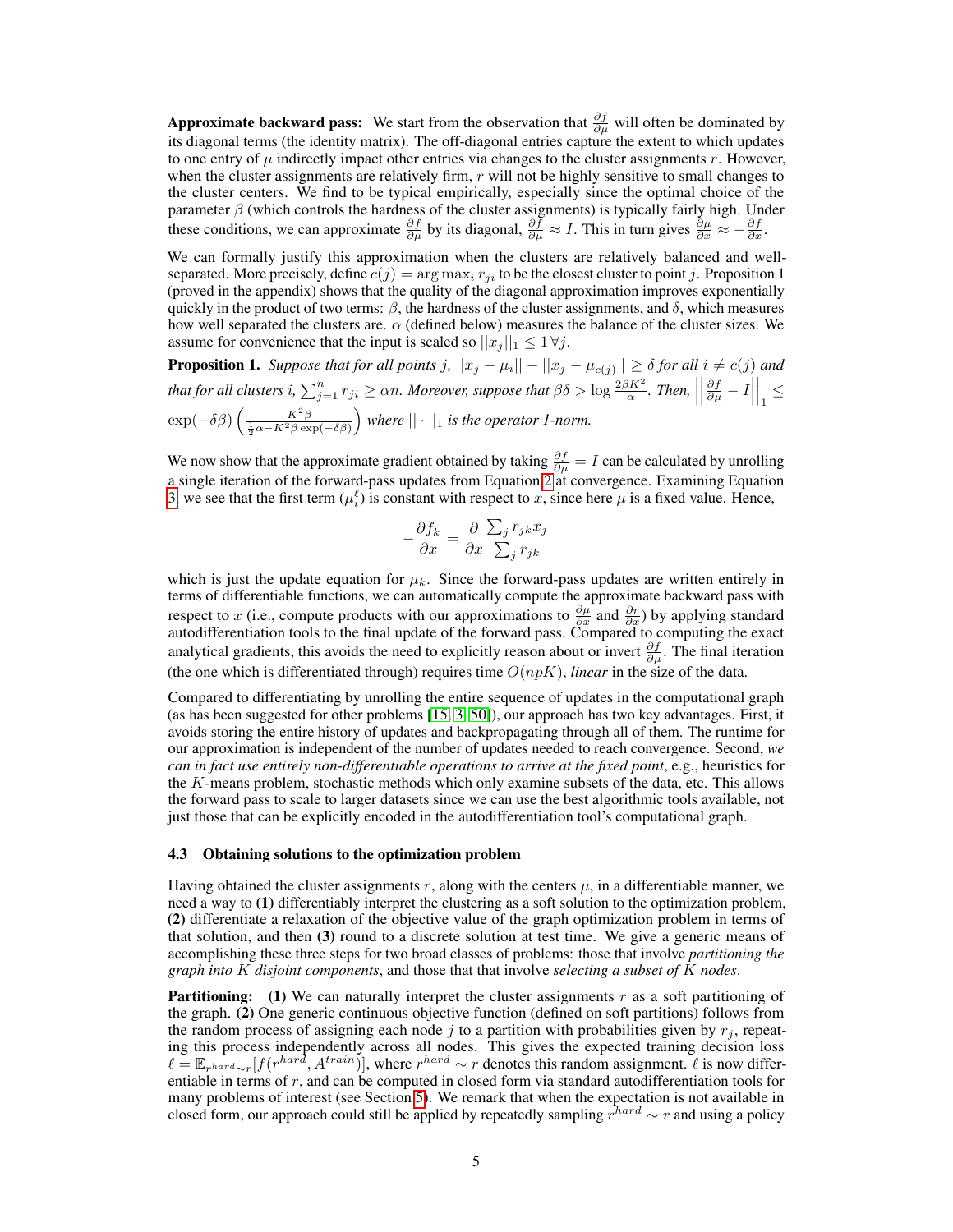**Approximate backward pass:** We start from the observation that $\frac{\partial f}{\partial \mu}$ will often be dominated by its diagonal terms (the identity matrix). The off-diagonal entries capture the extent to which updates to one entry of $\mu$ indirectly impact other entries via changes to the cluster assignments $r$. However, when the cluster assignments are relatively firm, $r$ will not be highly sensitive to small changes to the cluster centers. We find to be typical empirically, especially since the optimal choice of the parameter $\beta$ (which controls the hardness of the cluster assignments) is typically fairly high. Under these conditions, we can approximate $\frac{\partial f}{\partial \mu}$ by its diagonal, $\frac{\partial f}{\partial \mu} \approx I$. This in turn gives $\frac{\partial \mu}{\partial x} \approx -\frac{\partial f}{\partial x}$.

We can formally justify this approximation when the clusters are relatively balanced and well-separated. More precisely, define $c(j) = \arg\max_i r_{ji}$ to be the closest cluster to point $j$. Proposition 1 (proved in the appendix) shows that the quality of the diagonal approximation improves exponentially quickly in the product of two terms: $\beta$, the hardness of the cluster assignments, and $\delta$, which measures how well separated the clusters are. $\alpha$ (defined below) measures the balance of the cluster sizes. We assume for convenience that the input is scaled so $||x_j||_1 \leq 1 \, \forall j$.

**Proposition 1.** *Suppose that for all points $j$, $||x_j - \mu_i|| - ||x_j - \mu_{c(j)}|| \geq \delta$ for all $i \neq c(j)$ and that for all clusters $i$, $\sum_{j=1}^{n} r_{ji} \geq \alpha n$. Moreover, suppose that $\beta\delta > \log \frac{2\beta K^2}{\alpha}$. Then, $\left|\left|\frac{\partial f}{\partial \mu} - I\right|\right|_1 \leq \exp(-\delta\beta)\left(\frac{K^2\beta}{\frac{1}{2}\alpha - K^2\beta\exp(-\delta\beta)}\right)$ where $||\cdot||_1$ is the operator 1-norm.*

We now show that the approximate gradient obtained by taking $\frac{\partial f}{\partial \mu} = I$ can be calculated by unrolling a single iteration of the forward-pass updates from Equation 2 at convergence. Examining Equation 3, we see that the first term ($\mu_i^\ell$) is constant with respect to $x$, since here $\mu$ is a fixed value. Hence,

$$-\frac{\partial f_k}{\partial x} = \frac{\partial}{\partial x}\frac{\sum_j r_{jk} x_j}{\sum_j r_{jk}}$$

which is just the update equation for $\mu_k$. Since the forward-pass updates are written entirely in terms of differentiable functions, we can automatically compute the approximate backward pass with respect to $x$ (i.e., compute products with our approximations to $\frac{\partial \mu}{\partial x}$ and $\frac{\partial r}{\partial x}$) by applying standard autodifferentiation tools to the final update of the forward pass. Compared to computing the exact analytical gradients, this avoids the need to explicitly reason about or invert $\frac{\partial f}{\partial \mu}$. The final iteration (the one which is differentiated through) requires time $O(npK)$, *linear* in the size of the data.

Compared to differentiating by unrolling the entire sequence of updates in the computational graph (as has been suggested for other problems [15, 3, 50]), our approach has two key advantages. First, it avoids storing the entire history of updates and backpropagating through all of them. The runtime for our approximation is independent of the number of updates needed to reach convergence. Second, *we can in fact use entirely non-differentiable operations to arrive at the fixed point*, e.g., heuristics for the $K$-means problem, stochastic methods which only examine subsets of the data, etc. This allows the forward pass to scale to larger datasets since we can use the best algorithmic tools available, not just those that can be explicitly encoded in the autodifferentiation tool's computational graph.

### 4.3 Obtaining solutions to the optimization problem

Having obtained the cluster assignments $r$, along with the centers $\mu$, in a differentiable manner, we need a way to **(1)** differentiably interpret the clustering as a soft solution to the optimization problem, **(2)** differentiate a relaxation of the objective value of the graph optimization problem in terms of that solution, and then **(3)** round to a discrete solution at test time. We give a generic means of accomplishing these three steps for two broad classes of problems: those that involve *partitioning the graph into $K$ disjoint components*, and those that that involve *selecting a subset of $K$ nodes*.

**Partitioning:** **(1)** We can naturally interpret the cluster assignments $r$ as a soft partitioning of the graph. **(2)** One generic continuous objective function (defined on soft partitions) follows from the random process of assigning each node $j$ to a partition with probabilities given by $r_j$, repeating this process independently across all nodes. This gives the expected training decision loss $\ell = \mathbb{E}_{r^{hard} \sim r}[f(r^{hard}, A^{train})]$, where $r^{hard} \sim r$ denotes this random assignment. $\ell$ is now differentiable in terms of $r$, and can be computed in closed form via standard autodifferentiation tools for many problems of interest (see Section 5). We remark that when the expectation is not available in closed form, our approach could still be applied by repeatedly sampling $r^{hard} \sim r$ and using a policy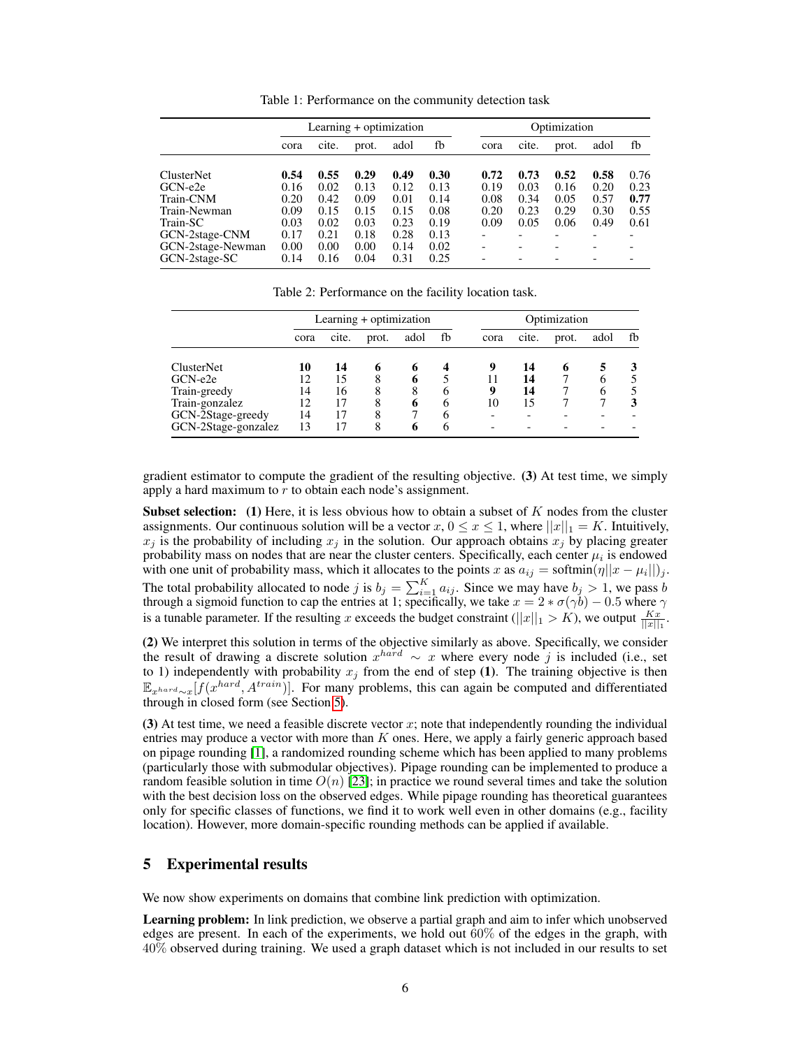Table 1: Performance on the community detection task

| | Learning + optimization | | | | | Optimization | | | | |
|---|---|---|---|---|---|---|---|---|---|---|
| | cora | cite. | prot. | adol | fb | cora | cite. | prot. | adol | fb |
| ClusterNet | **0.54** | **0.55** | **0.29** | **0.49** | **0.30** | **0.72** | **0.73** | **0.52** | **0.58** | 0.76 |
| GCN-e2e | 0.16 | 0.02 | 0.13 | 0.12 | 0.13 | 0.19 | 0.03 | 0.16 | 0.20 | 0.23 |
| Train-CNM | 0.20 | 0.42 | 0.09 | 0.01 | 0.14 | 0.08 | 0.34 | 0.05 | 0.57 | **0.77** |
| Train-Newman | 0.09 | 0.15 | 0.15 | 0.15 | 0.08 | 0.20 | 0.23 | 0.29 | 0.30 | 0.55 |
| Train-SC | 0.03 | 0.02 | 0.03 | 0.23 | 0.19 | 0.09 | 0.05 | 0.06 | 0.49 | 0.61 |
| GCN-2stage-CNM | 0.17 | 0.21 | 0.18 | 0.28 | 0.13 | - | - | - | - | - |
| GCN-2stage-Newman | 0.00 | 0.00 | 0.00 | 0.14 | 0.02 | - | - | - | - | - |
| GCN-2stage-SC | 0.14 | 0.16 | 0.04 | 0.31 | 0.25 | - | - | - | - | - |

Table 2: Performance on the facility location task.

| | Learning + optimization | | | | | Optimization | | | | |
|---|---|---|---|---|---|---|---|---|---|---|
| | cora | cite. | prot. | adol | fb | cora | cite. | prot. | adol | fb |
| ClusterNet | **10** | **14** | **6** | **6** | **4** | **9** | **14** | **6** | **5** | **3** |
| GCN-e2e | 12 | 15 | 8 | **6** | 5 | 11 | **14** | 7 | 6 | 5 |
| Train-greedy | 14 | 16 | 8 | 8 | 6 | **9** | **14** | 7 | 6 | 5 |
| Train-gonzalez | 12 | 17 | 8 | **6** | 6 | 10 | 15 | 7 | 7 | **3** |
| GCN-2Stage-greedy | 14 | 17 | 8 | 7 | 6 | - | - | - | - | - |
| GCN-2Stage-gonzalez | 13 | 17 | 8 | **6** | 6 | - | - | - | - | - |

gradient estimator to compute the gradient of the resulting objective. **(3)** At test time, we simply apply a hard maximum to $r$ to obtain each node's assignment.

**Subset selection:** **(1)** Here, it is less obvious how to obtain a subset of $K$ nodes from the cluster assignments. Our continuous solution will be a vector $x$, $0 \leq x \leq 1$, where $||x||_1 = K$. Intuitively, $x_j$ is the probability of including $x_j$ in the solution. Our approach obtains $x_j$ by placing greater probability mass on nodes that are near the cluster centers. Specifically, each center $\mu_i$ is endowed with one unit of probability mass, which it allocates to the points $x$ as $a_{ij} = \text{softmin}(\eta||x - \mu_i||)_j$. The total probability allocated to node $j$ is $b_j = \sum_{i=1}^{K} a_{ij}$. Since we may have $b_j > 1$, we pass $b$ through a sigmoid function to cap the entries at 1; specifically, we take $x = 2 * \sigma(\gamma b) - 0.5$ where $\gamma$ is a tunable parameter. If the resulting $x$ exceeds the budget constraint ($||x||_1 > K$), we output $\frac{Kx}{||x||_1}$.

**(2)** We interpret this solution in terms of the objective similarly as above. Specifically, we consider the result of drawing a discrete solution $x^{hard} \sim x$ where every node $j$ is included (i.e., set to 1) independently with probability $x_j$ from the end of step **(1)**. The training objective is then $\mathbb{E}_{x^{hard} \sim x}[f(x^{hard}, A^{train})]$. For many problems, this can again be computed and differentiated through in closed form (see Section 5).

**(3)** At test time, we need a feasible discrete vector $x$; note that independently rounding the individual entries may produce a vector with more than $K$ ones. Here, we apply a fairly generic approach based on pipage rounding [1], a randomized rounding scheme which has been applied to many problems (particularly those with submodular objectives). Pipage rounding can be implemented to produce a random feasible solution in time $O(n)$ [23]; in practice we round several times and take the solution with the best decision loss on the observed edges. While pipage rounding has theoretical guarantees only for specific classes of functions, we find it to work well even in other domains (e.g., facility location). However, more domain-specific rounding methods can be applied if available.

## 5 Experimental results

We now show experiments on domains that combine link prediction with optimization.

**Learning problem:** In link prediction, we observe a partial graph and aim to infer which unobserved edges are present. In each of the experiments, we hold out 60% of the edges in the graph, with 40% observed during training. We used a graph dataset which is not included in our results to set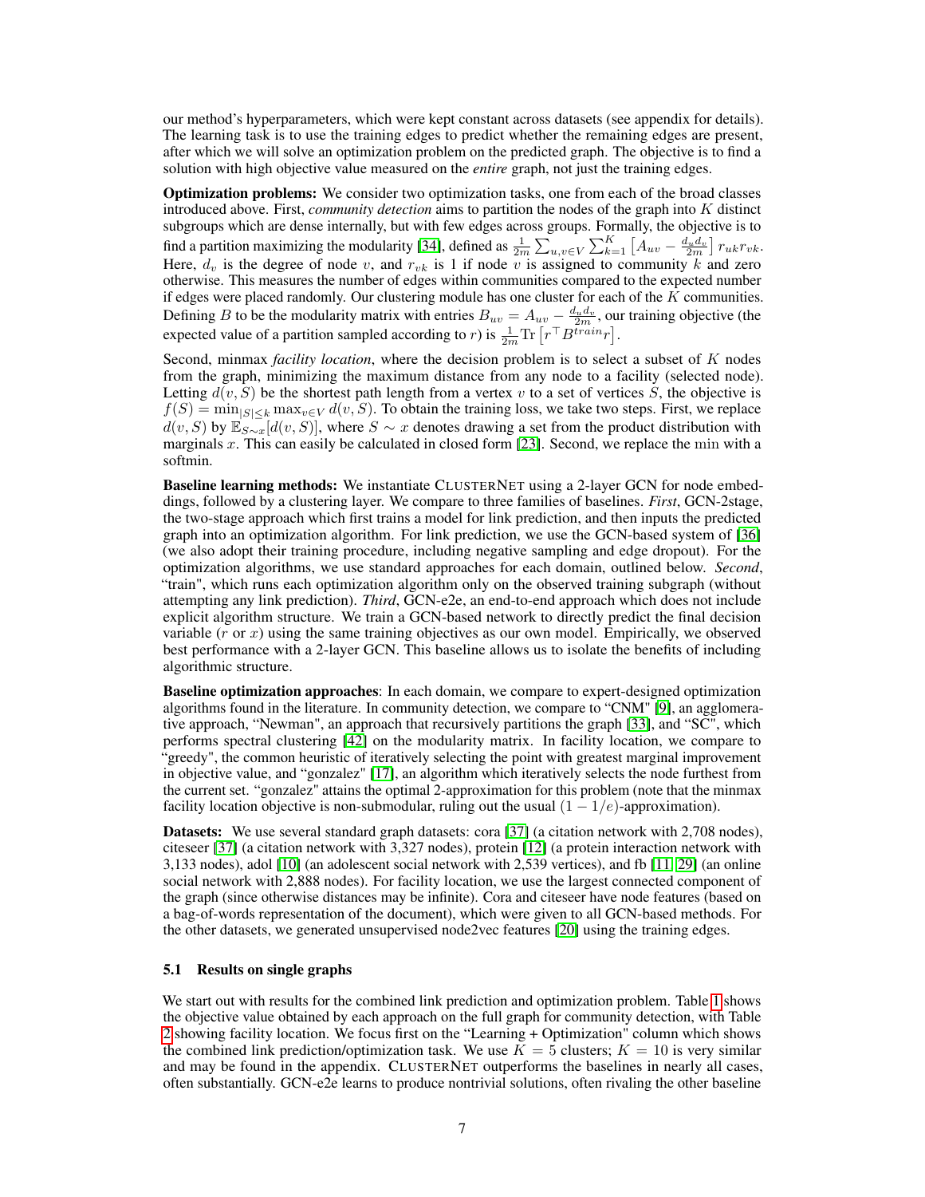our method's hyperparameters, which were kept constant across datasets (see appendix for details). The learning task is to use the training edges to predict whether the remaining edges are present, after which we will solve an optimization problem on the predicted graph. The objective is to find a solution with high objective value measured on the *entire* graph, not just the training edges.

**Optimization problems:** We consider two optimization tasks, one from each of the broad classes introduced above. First, *community detection* aims to partition the nodes of the graph into $K$ distinct subgroups which are dense internally, but with few edges across groups. Formally, the objective is to find a partition maximizing the modularity [34], defined as $\frac{1}{2m}\sum_{u,v\in V}\sum_{k=1}^{K}\left[A_{uv} - \frac{d_u d_v}{2m}\right] r_{uk} r_{vk}$. Here, $d_v$ is the degree of node $v$, and $r_{vk}$ is 1 if node $v$ is assigned to community $k$ and zero otherwise. This measures the number of edges within communities compared to the expected number if edges were placed randomly. Our clustering module has one cluster for each of the $K$ communities. Defining $B$ to be the modularity matrix with entries $B_{uv} = A_{uv} - \frac{d_u d_v}{2m}$, our training objective (the expected value of a partition sampled according to $r$) is $\frac{1}{2m}\text{Tr}\left[r^\top B^{train} r\right]$.

Second, minmax *facility location*, where the decision problem is to select a subset of $K$ nodes from the graph, minimizing the maximum distance from any node to a facility (selected node). Letting $d(v, S)$ be the shortest path length from a vertex $v$ to a set of vertices $S$, the objective is $f(S) = \min_{|S|\leq k}\max_{v\in V} d(v, S)$. To obtain the training loss, we take two steps. First, we replace $d(v, S)$ by $\mathbb{E}_{S\sim x}[d(v, S)]$, where $S \sim x$ denotes drawing a set from the product distribution with marginals $x$. This can easily be calculated in closed form [23]. Second, we replace the min with a softmin.

**Baseline learning methods:** We instantiate ClusterNet using a 2-layer GCN for node embeddings, followed by a clustering layer. We compare to three families of baselines. *First*, GCN-2stage, the two-stage approach which first trains a model for link prediction, and then inputs the predicted graph into an optimization algorithm. For link prediction, we use the GCN-based system of [36] (we also adopt their training procedure, including negative sampling and edge dropout). For the optimization algorithms, we use standard approaches for each domain, outlined below. *Second*, "train", which runs each optimization algorithm only on the observed training subgraph (without attempting any link prediction). *Third*, GCN-e2e, an end-to-end approach which does not include explicit algorithm structure. We train a GCN-based network to directly predict the final decision variable ($r$ or $x$) using the same training objectives as our own model. Empirically, we observed best performance with a 2-layer GCN. This baseline allows us to isolate the benefits of including algorithmic structure.

**Baseline optimization approaches**: In each domain, we compare to expert-designed optimization algorithms found in the literature. In community detection, we compare to "CNM" [9], an agglomerative approach, "Newman", an approach that recursively partitions the graph [33], and "SC", which performs spectral clustering [42] on the modularity matrix. In facility location, we compare to "greedy", the common heuristic of iteratively selecting the point with greatest marginal improvement in objective value, and "gonzalez" [17], an algorithm which iteratively selects the node furthest from the current set. "gonzalez" attains the optimal 2-approximation for this problem (note that the minmax facility location objective is non-submodular, ruling out the usual $(1 - 1/e)$-approximation).

**Datasets:** We use several standard graph datasets: cora [37] (a citation network with 2,708 nodes), citeseer [37] (a citation network with 3,327 nodes), protein [12] (a protein interaction network with 3,133 nodes), adol [10] (an adolescent social network with 2,539 vertices), and fb [11, 29] (an online social network with 2,888 nodes). For facility location, we use the largest connected component of the graph (since otherwise distances may be infinite). Cora and citeseer have node features (based on a bag-of-words representation of the document), which were given to all GCN-based methods. For the other datasets, we generated unsupervised node2vec features [20] using the training edges.

### 5.1 Results on single graphs

We start out with results for the combined link prediction and optimization problem. Table 1 shows the objective value obtained by each approach on the full graph for community detection, with Table 2 showing facility location. We focus first on the "Learning + Optimization" column which shows the combined link prediction/optimization task. We use $K = 5$ clusters; $K = 10$ is very similar and may be found in the appendix. ClusterNet outperforms the baselines in nearly all cases, often substantially. GCN-e2e learns to produce nontrivial solutions, often rivaling the other baseline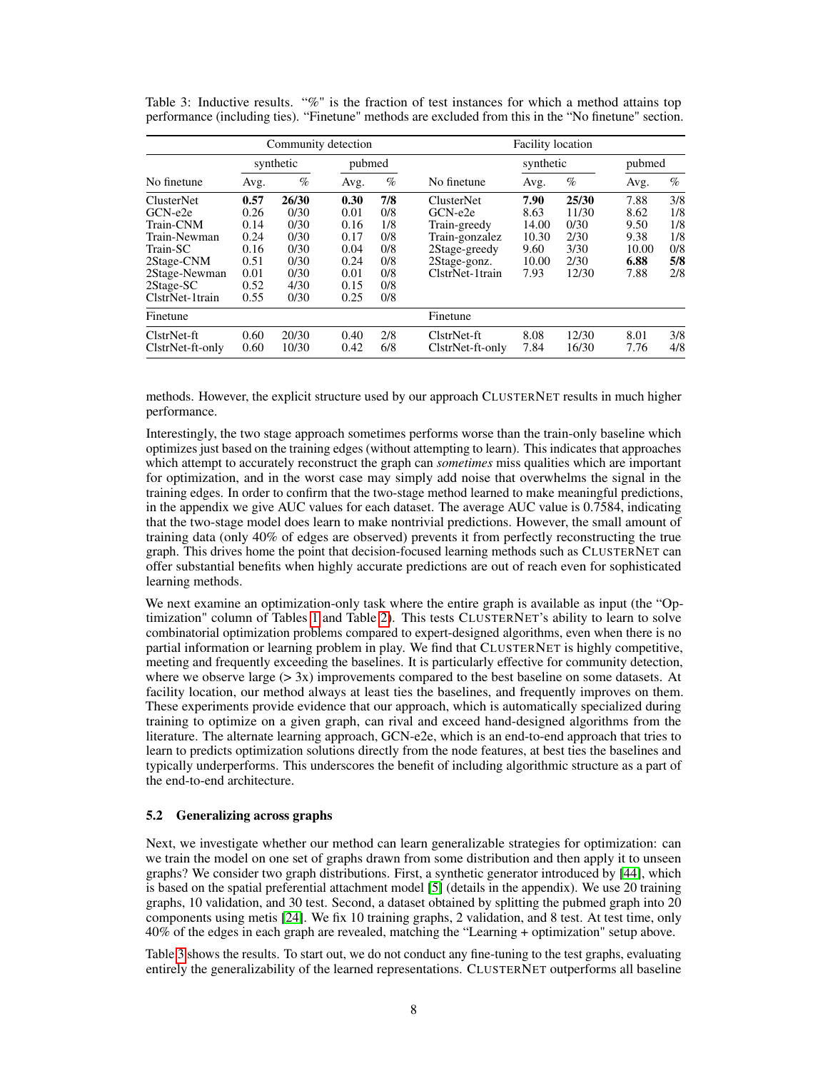Table 3: Inductive results. "%" is the fraction of test instances for which a method attains top performance (including ties). "Finetune" methods are excluded from this in the "No finetune" section.

| Community detection | | | | | Facility location | | | | |
|---|---|---|---|---|---|---|---|---|---|
| | synthetic | | pubmed | | | synthetic | | pubmed | |
| No finetune | Avg. | % | Avg. | % | No finetune | Avg. | % | Avg. | % |
| ClusterNet | **0.57** | **26/30** | **0.30** | **7/8** | ClusterNet | **7.90** | **25/30** | 7.88 | 3/8 |
| GCN-e2e | 0.26 | 0/30 | 0.01 | 0/8 | GCN-e2e | 8.63 | 11/30 | 8.62 | 1/8 |
| Train-CNM | 0.14 | 0/30 | 0.16 | 1/8 | Train-greedy | 14.00 | 0/30 | 9.50 | 1/8 |
| Train-Newman | 0.24 | 0/30 | 0.17 | 0/8 | Train-gonzalez | 10.30 | 2/30 | 9.38 | 1/8 |
| Train-SC | 0.16 | 0/30 | 0.04 | 0/8 | 2Stage-greedy | 9.60 | 3/30 | 10.00 | 0/8 |
| 2Stage-CNM | 0.51 | 0/30 | 0.24 | 0/8 | 2Stage-gonz. | 10.00 | 2/30 | **6.88** | **5/8** |
| 2Stage-Newman | 0.01 | 0/30 | 0.01 | 0/8 | ClstrNet-1train | 7.93 | 12/30 | 7.88 | 2/8 |
| 2Stage-SC | 0.52 | 4/30 | 0.15 | 0/8 | | | | | |
| ClstrNet-1train | 0.55 | 0/30 | 0.25 | 0/8 | | | | | |
| Finetune | | | | | Finetune | | | | |
| ClstrNet-ft | 0.60 | 20/30 | 0.40 | 2/8 | ClstrNet-ft | 8.08 | 12/30 | 8.01 | 3/8 |
| ClstrNet-ft-only | 0.60 | 10/30 | 0.42 | 6/8 | ClstrNet-ft-only | 7.84 | 16/30 | 7.76 | 4/8 |

methods. However, the explicit structure used by our approach CLUSTERNET results in much higher performance.

Interestingly, the two stage approach sometimes performs worse than the train-only baseline which optimizes just based on the training edges (without attempting to learn). This indicates that approaches which attempt to accurately reconstruct the graph can *sometimes* miss qualities which are important for optimization, and in the worst case may simply add noise that overwhelms the signal in the training edges. In order to confirm that the two-stage method learned to make meaningful predictions, in the appendix we give AUC values for each dataset. The average AUC value is 0.7584, indicating that the two-stage model does learn to make nontrivial predictions. However, the small amount of training data (only 40% of edges are observed) prevents it from perfectly reconstructing the true graph. This drives home the point that decision-focused learning methods such as CLUSTERNET can offer substantial benefits when highly accurate predictions are out of reach even for sophisticated learning methods.

We next examine an optimization-only task where the entire graph is available as input (the "Optimization" column of Tables 1 and Table 2). This tests CLUSTERNET's ability to learn to solve combinatorial optimization problems compared to expert-designed algorithms, even when there is no partial information or learning problem in play. We find that CLUSTERNET is highly competitive, meeting and frequently exceeding the baselines. It is particularly effective for community detection, where we observe large (> 3x) improvements compared to the best baseline on some datasets. At facility location, our method always at least ties the baselines, and frequently improves on them. These experiments provide evidence that our approach, which is automatically specialized during training to optimize on a given graph, can rival and exceed hand-designed algorithms from the literature. The alternate learning approach, GCN-e2e, which is an end-to-end approach that tries to learn to predicts optimization solutions directly from the node features, at best ties the baselines and typically underperforms. This underscores the benefit of including algorithmic structure as a part of the end-to-end architecture.

### 5.2 Generalizing across graphs

Next, we investigate whether our method can learn generalizable strategies for optimization: can we train the model on one set of graphs drawn from some distribution and then apply it to unseen graphs? We consider two graph distributions. First, a synthetic generator introduced by [44], which is based on the spatial preferential attachment model [5] (details in the appendix). We use 20 training graphs, 10 validation, and 30 test. Second, a dataset obtained by splitting the pubmed graph into 20 components using metis [24]. We fix 10 training graphs, 2 validation, and 8 test. At test time, only 40% of the edges in each graph are revealed, matching the "Learning + optimization" setup above.

Table 3 shows the results. To start out, we do not conduct any fine-tuning to the test graphs, evaluating entirely the generalizability of the learned representations. CLUSTERNET outperforms all baseline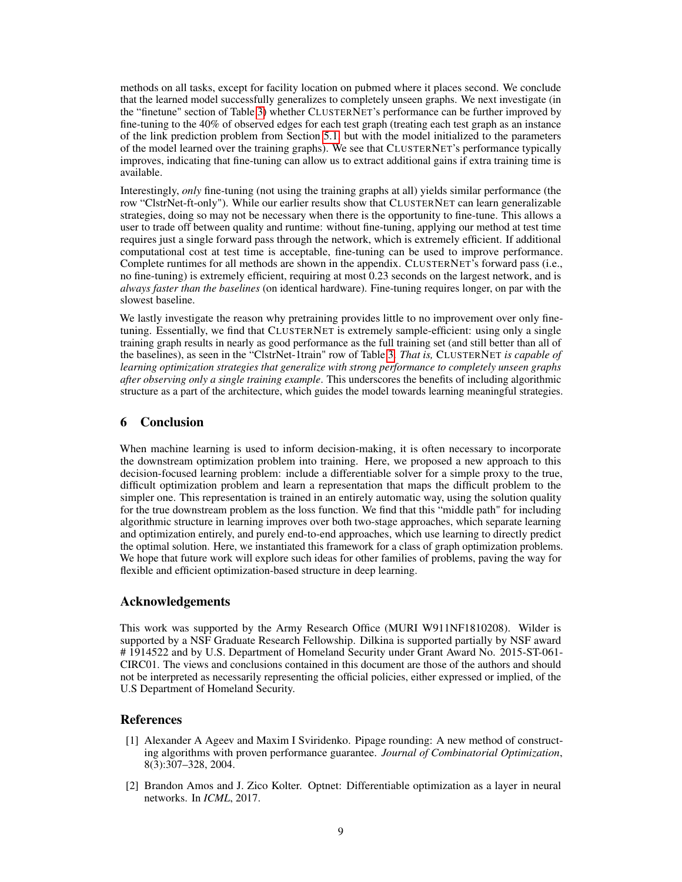methods on all tasks, except for facility location on pubmed where it places second. We conclude that the learned model successfully generalizes to completely unseen graphs. We next investigate (in the "finetune" section of Table 3) whether CLUSTERNET's performance can be further improved by fine-tuning to the 40% of observed edges for each test graph (treating each test graph as an instance of the link prediction problem from Section 5.1, but with the model initialized to the parameters of the model learned over the training graphs). We see that CLUSTERNET's performance typically improves, indicating that fine-tuning can allow us to extract additional gains if extra training time is available.

Interestingly, *only* fine-tuning (not using the training graphs at all) yields similar performance (the row "ClstrNet-ft-only"). While our earlier results show that CLUSTERNET can learn generalizable strategies, doing so may not be necessary when there is the opportunity to fine-tune. This allows a user to trade off between quality and runtime: without fine-tuning, applying our method at test time requires just a single forward pass through the network, which is extremely efficient. If additional computational cost at test time is acceptable, fine-tuning can be used to improve performance. Complete runtimes for all methods are shown in the appendix. CLUSTERNET's forward pass (i.e., no fine-tuning) is extremely efficient, requiring at most 0.23 seconds on the largest network, and is *always faster than the baselines* (on identical hardware). Fine-tuning requires longer, on par with the slowest baseline.

We lastly investigate the reason why pretraining provides little to no improvement over only fine-tuning. Essentially, we find that CLUSTERNET is extremely sample-efficient: using only a single training graph results in nearly as good performance as the full training set (and still better than all of the baselines), as seen in the "ClstrNet-1train" row of Table 3. *That is,* CLUSTERNET *is capable of learning optimization strategies that generalize with strong performance to completely unseen graphs after observing only a single training example*. This underscores the benefits of including algorithmic structure as a part of the architecture, which guides the model towards learning meaningful strategies.

## 6 Conclusion

When machine learning is used to inform decision-making, it is often necessary to incorporate the downstream optimization problem into training. Here, we proposed a new approach to this decision-focused learning problem: include a differentiable solver for a simple proxy to the true, difficult optimization problem and learn a representation that maps the difficult problem to the simpler one. This representation is trained in an entirely automatic way, using the solution quality for the true downstream problem as the loss function. We find that this "middle path" for including algorithmic structure in learning improves over both two-stage approaches, which separate learning and optimization entirely, and purely end-to-end approaches, which use learning to directly predict the optimal solution. Here, we instantiated this framework for a class of graph optimization problems. We hope that future work will explore such ideas for other families of problems, paving the way for flexible and efficient optimization-based structure in deep learning.

## Acknowledgements

This work was supported by the Army Research Office (MURI W911NF1810208). Wilder is supported by a NSF Graduate Research Fellowship. Dilkina is supported partially by NSF award # 1914522 and by U.S. Department of Homeland Security under Grant Award No. 2015-ST-061-CIRC01. The views and conclusions contained in this document are those of the authors and should not be interpreted as necessarily representing the official policies, either expressed or implied, of the U.S Department of Homeland Security.

## References

[1] Alexander A Ageev and Maxim I Sviridenko. Pipage rounding: A new method of constructing algorithms with proven performance guarantee. *Journal of Combinatorial Optimization*, 8(3):307–328, 2004.

[2] Brandon Amos and J. Zico Kolter. Optnet: Differentiable optimization as a layer in neural networks. In *ICML*, 2017.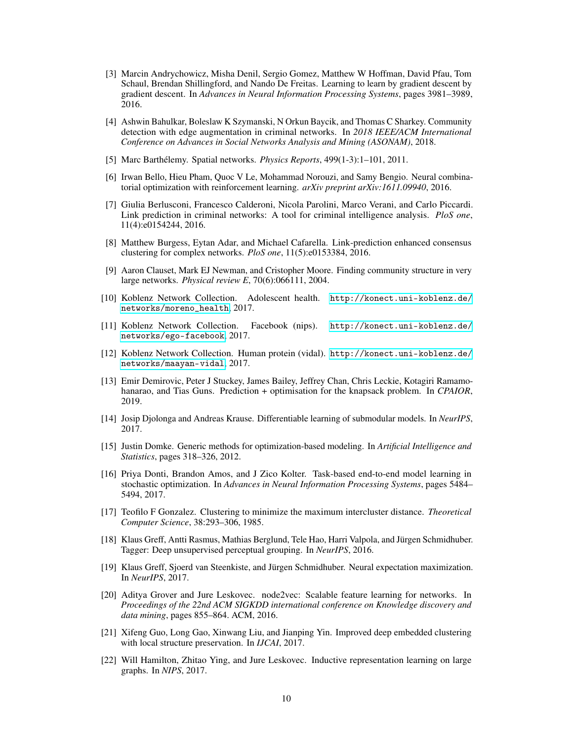[3] Marcin Andrychowicz, Misha Denil, Sergio Gomez, Matthew W Hoffman, David Pfau, Tom Schaul, Brendan Shillingford, and Nando De Freitas. Learning to learn by gradient descent by gradient descent. In *Advances in Neural Information Processing Systems*, pages 3981–3989, 2016.

[4] Ashwin Bahulkar, Boleslaw K Szymanski, N Orkun Baycik, and Thomas C Sharkey. Community detection with edge augmentation in criminal networks. In *2018 IEEE/ACM International Conference on Advances in Social Networks Analysis and Mining (ASONAM)*, 2018.

[5] Marc Barthélemy. Spatial networks. *Physics Reports*, 499(1-3):1–101, 2011.

[6] Irwan Bello, Hieu Pham, Quoc V Le, Mohammad Norouzi, and Samy Bengio. Neural combinatorial optimization with reinforcement learning. *arXiv preprint arXiv:1611.09940*, 2016.

[7] Giulia Berlusconi, Francesco Calderoni, Nicola Parolini, Marco Verani, and Carlo Piccardi. Link prediction in criminal networks: A tool for criminal intelligence analysis. *PloS one*, 11(4):e0154244, 2016.

[8] Matthew Burgess, Eytan Adar, and Michael Cafarella. Link-prediction enhanced consensus clustering for complex networks. *PloS one*, 11(5):e0153384, 2016.

[9] Aaron Clauset, Mark EJ Newman, and Cristopher Moore. Finding community structure in very large networks. *Physical review E*, 70(6):066111, 2004.

[10] Koblenz Network Collection. Adolescent health. `http://konect.uni-koblenz.de/networks/moreno_health`, 2017.

[11] Koblenz Network Collection. Facebook (nips). `http://konect.uni-koblenz.de/networks/ego-facebook`, 2017.

[12] Koblenz Network Collection. Human protein (vidal). `http://konect.uni-koblenz.de/networks/maayan-vidal`, 2017.

[13] Emir Demirovic, Peter J Stuckey, James Bailey, Jeffrey Chan, Chris Leckie, Kotagiri Ramamohanarao, and Tias Guns. Prediction + optimisation for the knapsack problem. In *CPAIOR*, 2019.

[14] Josip Djolonga and Andreas Krause. Differentiable learning of submodular models. In *NeurIPS*, 2017.

[15] Justin Domke. Generic methods for optimization-based modeling. In *Artificial Intelligence and Statistics*, pages 318–326, 2012.

[16] Priya Donti, Brandon Amos, and J Zico Kolter. Task-based end-to-end model learning in stochastic optimization. In *Advances in Neural Information Processing Systems*, pages 5484–5494, 2017.

[17] Teofilo F Gonzalez. Clustering to minimize the maximum intercluster distance. *Theoretical Computer Science*, 38:293–306, 1985.

[18] Klaus Greff, Antti Rasmus, Mathias Berglund, Tele Hao, Harri Valpola, and Jürgen Schmidhuber. Tagger: Deep unsupervised perceptual grouping. In *NeurIPS*, 2016.

[19] Klaus Greff, Sjoerd van Steenkiste, and Jürgen Schmidhuber. Neural expectation maximization. In *NeurIPS*, 2017.

[20] Aditya Grover and Jure Leskovec. node2vec: Scalable feature learning for networks. In *Proceedings of the 22nd ACM SIGKDD international conference on Knowledge discovery and data mining*, pages 855–864. ACM, 2016.

[21] Xifeng Guo, Long Gao, Xinwang Liu, and Jianping Yin. Improved deep embedded clustering with local structure preservation. In *IJCAI*, 2017.

[22] Will Hamilton, Zhitao Ying, and Jure Leskovec. Inductive representation learning on large graphs. In *NIPS*, 2017.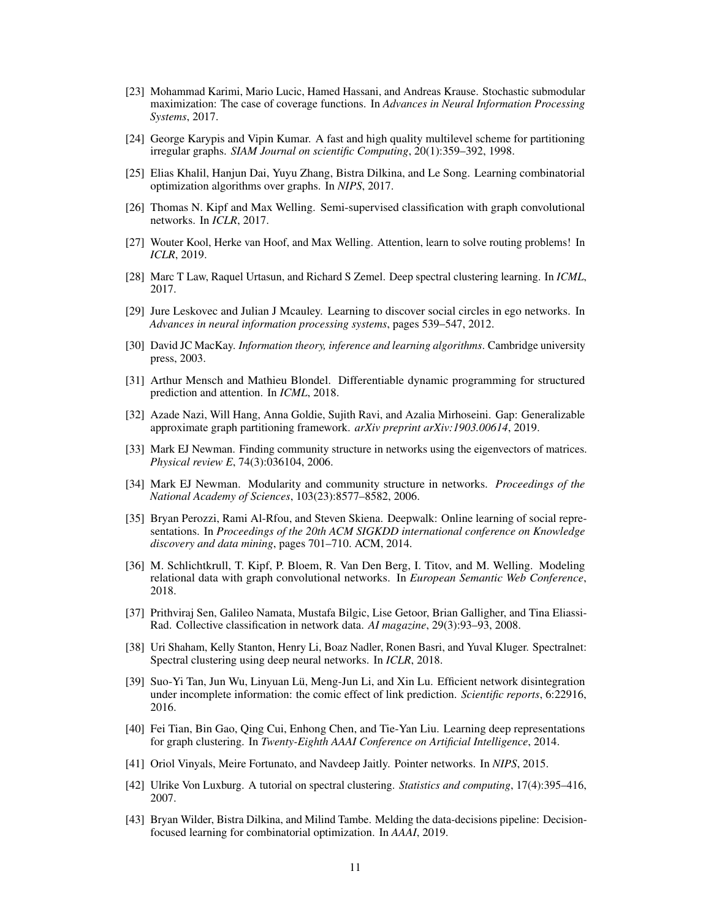[23] Mohammad Karimi, Mario Lucic, Hamed Hassani, and Andreas Krause. Stochastic submodular maximization: The case of coverage functions. In *Advances in Neural Information Processing Systems*, 2017.

[24] George Karypis and Vipin Kumar. A fast and high quality multilevel scheme for partitioning irregular graphs. *SIAM Journal on scientific Computing*, 20(1):359–392, 1998.

[25] Elias Khalil, Hanjun Dai, Yuyu Zhang, Bistra Dilkina, and Le Song. Learning combinatorial optimization algorithms over graphs. In *NIPS*, 2017.

[26] Thomas N. Kipf and Max Welling. Semi-supervised classification with graph convolutional networks. In *ICLR*, 2017.

[27] Wouter Kool, Herke van Hoof, and Max Welling. Attention, learn to solve routing problems! In *ICLR*, 2019.

[28] Marc T Law, Raquel Urtasun, and Richard S Zemel. Deep spectral clustering learning. In *ICML*, 2017.

[29] Jure Leskovec and Julian J Mcauley. Learning to discover social circles in ego networks. In *Advances in neural information processing systems*, pages 539–547, 2012.

[30] David JC MacKay. *Information theory, inference and learning algorithms*. Cambridge university press, 2003.

[31] Arthur Mensch and Mathieu Blondel. Differentiable dynamic programming for structured prediction and attention. In *ICML*, 2018.

[32] Azade Nazi, Will Hang, Anna Goldie, Sujith Ravi, and Azalia Mirhoseini. Gap: Generalizable approximate graph partitioning framework. *arXiv preprint arXiv:1903.00614*, 2019.

[33] Mark EJ Newman. Finding community structure in networks using the eigenvectors of matrices. *Physical review E*, 74(3):036104, 2006.

[34] Mark EJ Newman. Modularity and community structure in networks. *Proceedings of the National Academy of Sciences*, 103(23):8577–8582, 2006.

[35] Bryan Perozzi, Rami Al-Rfou, and Steven Skiena. Deepwalk: Online learning of social representations. In *Proceedings of the 20th ACM SIGKDD international conference on Knowledge discovery and data mining*, pages 701–710. ACM, 2014.

[36] M. Schlichtkrull, T. Kipf, P. Bloem, R. Van Den Berg, I. Titov, and M. Welling. Modeling relational data with graph convolutional networks. In *European Semantic Web Conference*, 2018.

[37] Prithviraj Sen, Galileo Namata, Mustafa Bilgic, Lise Getoor, Brian Galligher, and Tina Eliassi-Rad. Collective classification in network data. *AI magazine*, 29(3):93–93, 2008.

[38] Uri Shaham, Kelly Stanton, Henry Li, Boaz Nadler, Ronen Basri, and Yuval Kluger. Spectralnet: Spectral clustering using deep neural networks. In *ICLR*, 2018.

[39] Suo-Yi Tan, Jun Wu, Linyuan Lü, Meng-Jun Li, and Xin Lu. Efficient network disintegration under incomplete information: the comic effect of link prediction. *Scientific reports*, 6:22916, 2016.

[40] Fei Tian, Bin Gao, Qing Cui, Enhong Chen, and Tie-Yan Liu. Learning deep representations for graph clustering. In *Twenty-Eighth AAAI Conference on Artificial Intelligence*, 2014.

[41] Oriol Vinyals, Meire Fortunato, and Navdeep Jaitly. Pointer networks. In *NIPS*, 2015.

[42] Ulrike Von Luxburg. A tutorial on spectral clustering. *Statistics and computing*, 17(4):395–416, 2007.

[43] Bryan Wilder, Bistra Dilkina, and Milind Tambe. Melding the data-decisions pipeline: Decision-focused learning for combinatorial optimization. In *AAAI*, 2019.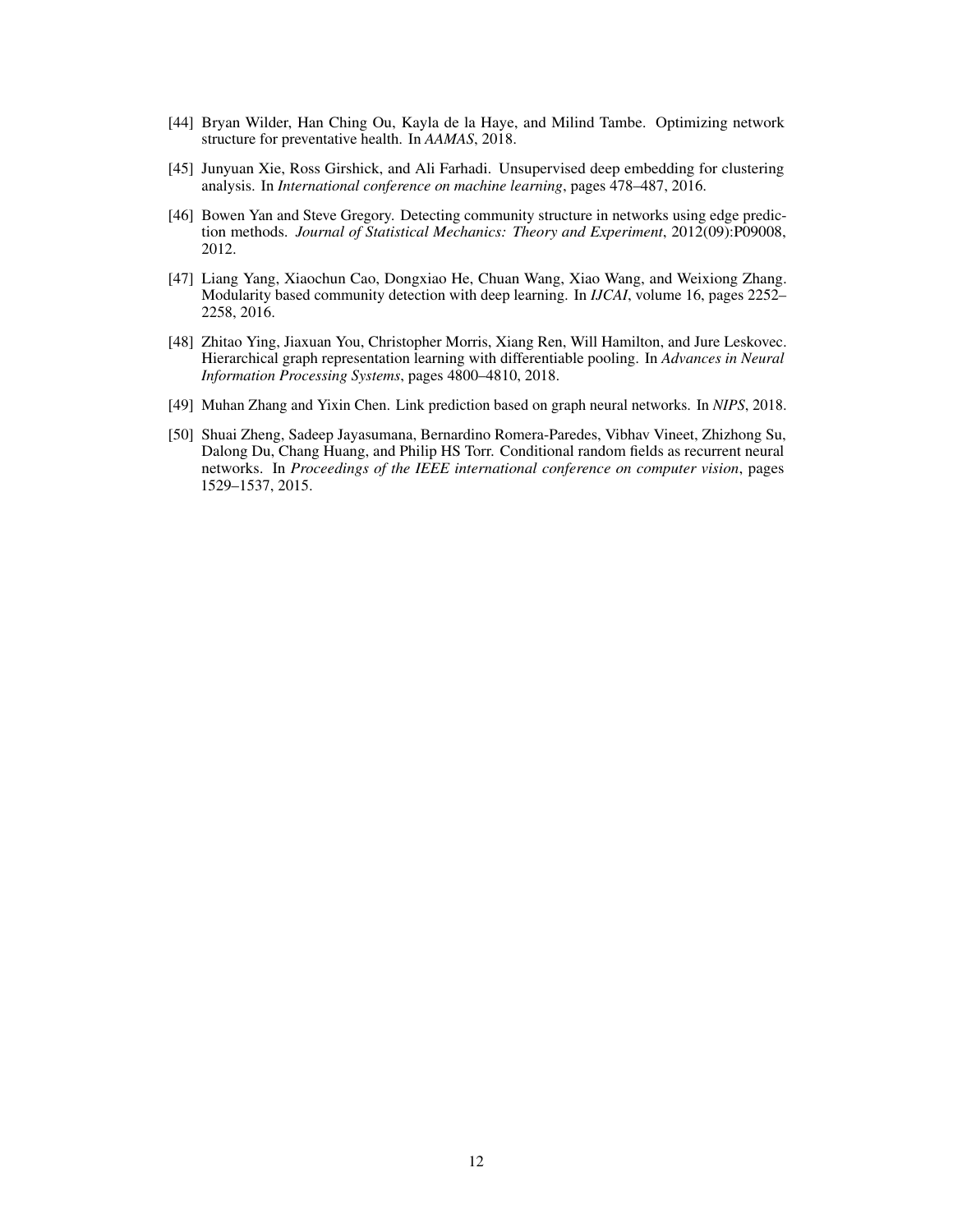[44] Bryan Wilder, Han Ching Ou, Kayla de la Haye, and Milind Tambe. Optimizing network structure for preventative health. In *AAMAS*, 2018.

[45] Junyuan Xie, Ross Girshick, and Ali Farhadi. Unsupervised deep embedding for clustering analysis. In *International conference on machine learning*, pages 478–487, 2016.

[46] Bowen Yan and Steve Gregory. Detecting community structure in networks using edge prediction methods. *Journal of Statistical Mechanics: Theory and Experiment*, 2012(09):P09008, 2012.

[47] Liang Yang, Xiaochun Cao, Dongxiao He, Chuan Wang, Xiao Wang, and Weixiong Zhang. Modularity based community detection with deep learning. In *IJCAI*, volume 16, pages 2252–2258, 2016.

[48] Zhitao Ying, Jiaxuan You, Christopher Morris, Xiang Ren, Will Hamilton, and Jure Leskovec. Hierarchical graph representation learning with differentiable pooling. In *Advances in Neural Information Processing Systems*, pages 4800–4810, 2018.

[49] Muhan Zhang and Yixin Chen. Link prediction based on graph neural networks. In *NIPS*, 2018.

[50] Shuai Zheng, Sadeep Jayasumana, Bernardino Romera-Paredes, Vibhav Vineet, Zhizhong Su, Dalong Du, Chang Huang, and Philip HS Torr. Conditional random fields as recurrent neural networks. In *Proceedings of the IEEE international conference on computer vision*, pages 1529–1537, 2015.